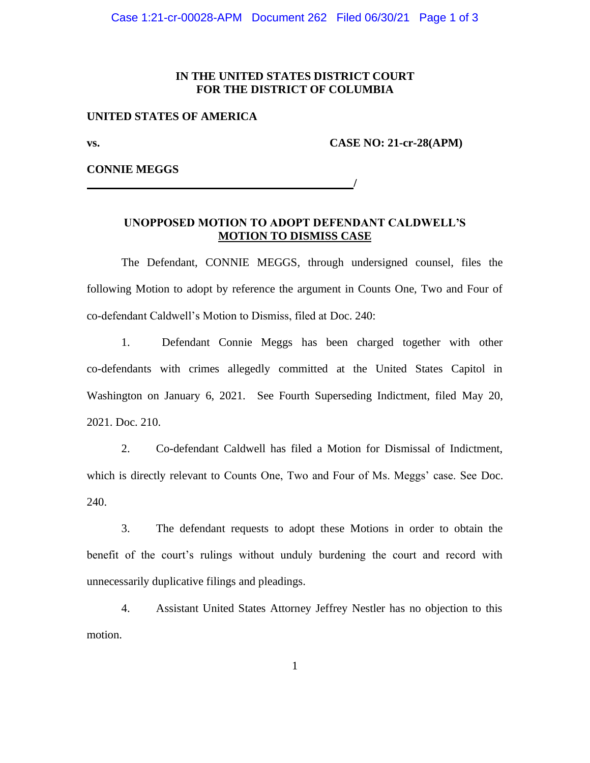**IN THE UNITED STATES DISTRICT COURT**
**FOR THE DISTRICT OF COLUMBIA**

**UNITED STATES OF AMERICA**

**vs.** **CASE NO: 21-cr-28(APM)**

**CONNIE MEGGS**

**______________________________________________/**

**UNOPPOSED MOTION TO ADOPT DEFENDANT CALDWELL'S MOTION TO DISMISS CASE**

The Defendant, CONNIE MEGGS, through undersigned counsel, files the following Motion to adopt by reference the argument in Counts One, Two and Four of co-defendant Caldwell's Motion to Dismiss, filed at Doc. 240:

1. Defendant Connie Meggs has been charged together with other co-defendants with crimes allegedly committed at the United States Capitol in Washington on January 6, 2021. See Fourth Superseding Indictment, filed May 20, 2021. Doc. 210.

2. Co-defendant Caldwell has filed a Motion for Dismissal of Indictment, which is directly relevant to Counts One, Two and Four of Ms. Meggs' case. See Doc. 240.

3. The defendant requests to adopt these Motions in order to obtain the benefit of the court's rulings without unduly burdening the court and record with unnecessarily duplicative filings and pleadings.

4. Assistant United States Attorney Jeffrey Nestler has no objection to this motion.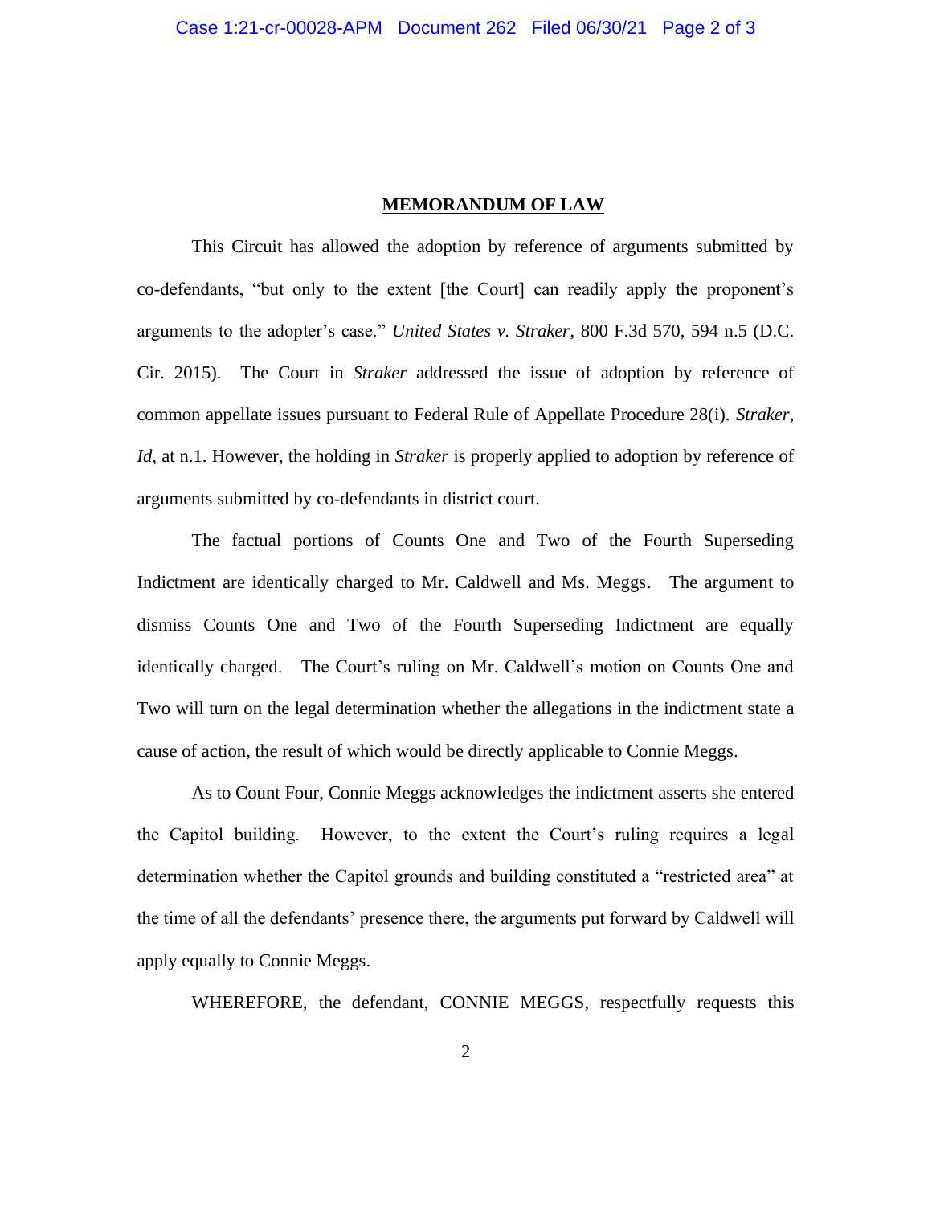## MEMORANDUM OF LAW

This Circuit has allowed the adoption by reference of arguments submitted by co-defendants, "but only to the extent [the Court] can readily apply the proponent's arguments to the adopter's case." *United States v. Straker*, 800 F.3d 570, 594 n.5 (D.C. Cir. 2015). The Court in *Straker* addressed the issue of adoption by reference of common appellate issues pursuant to Federal Rule of Appellate Procedure 28(i). *Straker*, *Id*, at n.1. However, the holding in *Straker* is properly applied to adoption by reference of arguments submitted by co-defendants in district court.

The factual portions of Counts One and Two of the Fourth Superseding Indictment are identically charged to Mr. Caldwell and Ms. Meggs. The argument to dismiss Counts One and Two of the Fourth Superseding Indictment are equally identically charged. The Court's ruling on Mr. Caldwell's motion on Counts One and Two will turn on the legal determination whether the allegations in the indictment state a cause of action, the result of which would be directly applicable to Connie Meggs.

As to Count Four, Connie Meggs acknowledges the indictment asserts she entered the Capitol building. However, to the extent the Court's ruling requires a legal determination whether the Capitol grounds and building constituted a "restricted area" at the time of all the defendants' presence there, the arguments put forward by Caldwell will apply equally to Connie Meggs.

WHEREFORE, the defendant, CONNIE MEGGS, respectfully requests this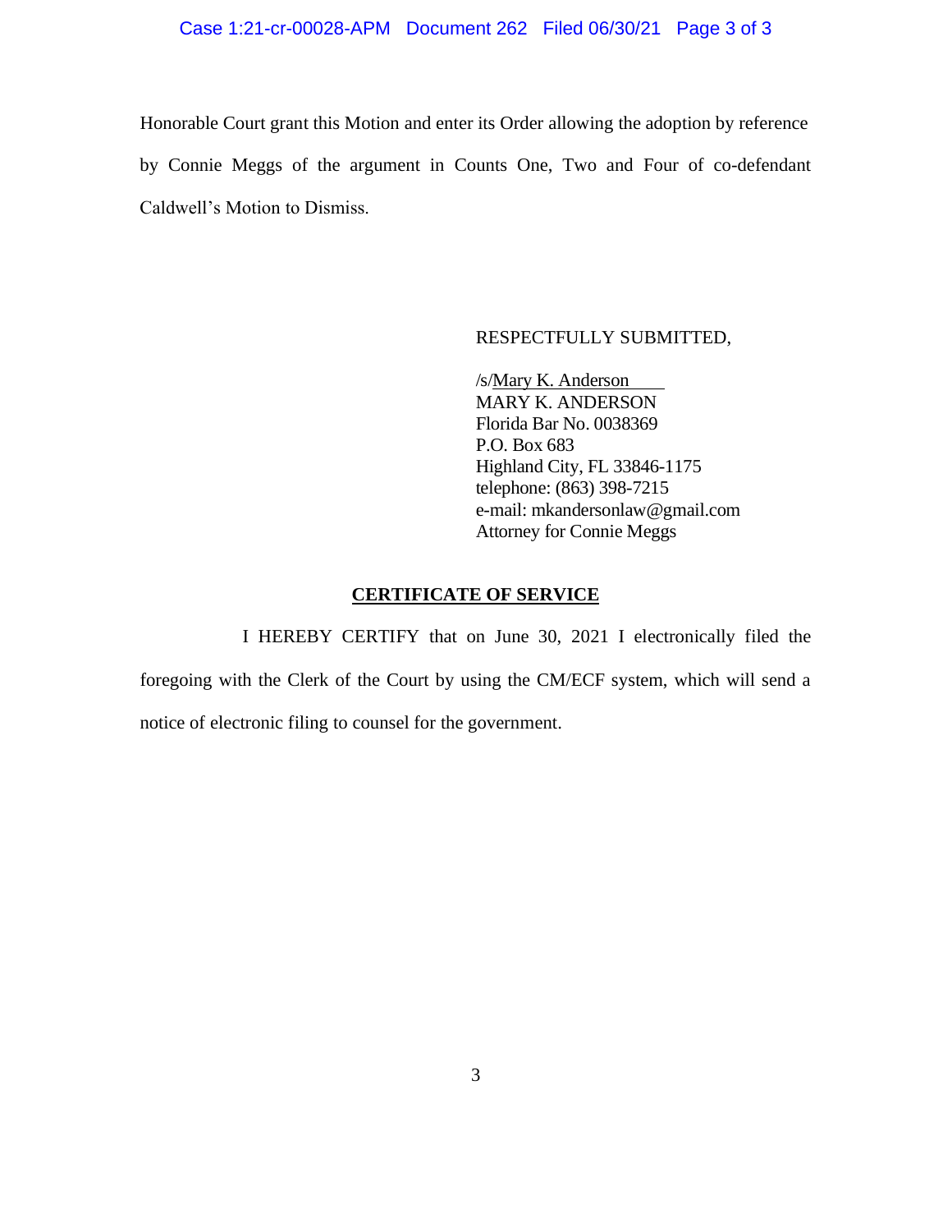Honorable Court grant this Motion and enter its Order allowing the adoption by reference by Connie Meggs of the argument in Counts One, Two and Four of co-defendant Caldwell's Motion to Dismiss.

RESPECTFULLY SUBMITTED,

/s/Mary K. Anderson
MARY K. ANDERSON
Florida Bar No. 0038369
P.O. Box 683
Highland City, FL 33846-1175
telephone: (863) 398-7215
e-mail: mkandersonlaw@gmail.com
Attorney for Connie Meggs

**CERTIFICATE OF SERVICE**

I HEREBY CERTIFY that on June 30, 2021 I electronically filed the foregoing with the Clerk of the Court by using the CM/ECF system, which will send a notice of electronic filing to counsel for the government.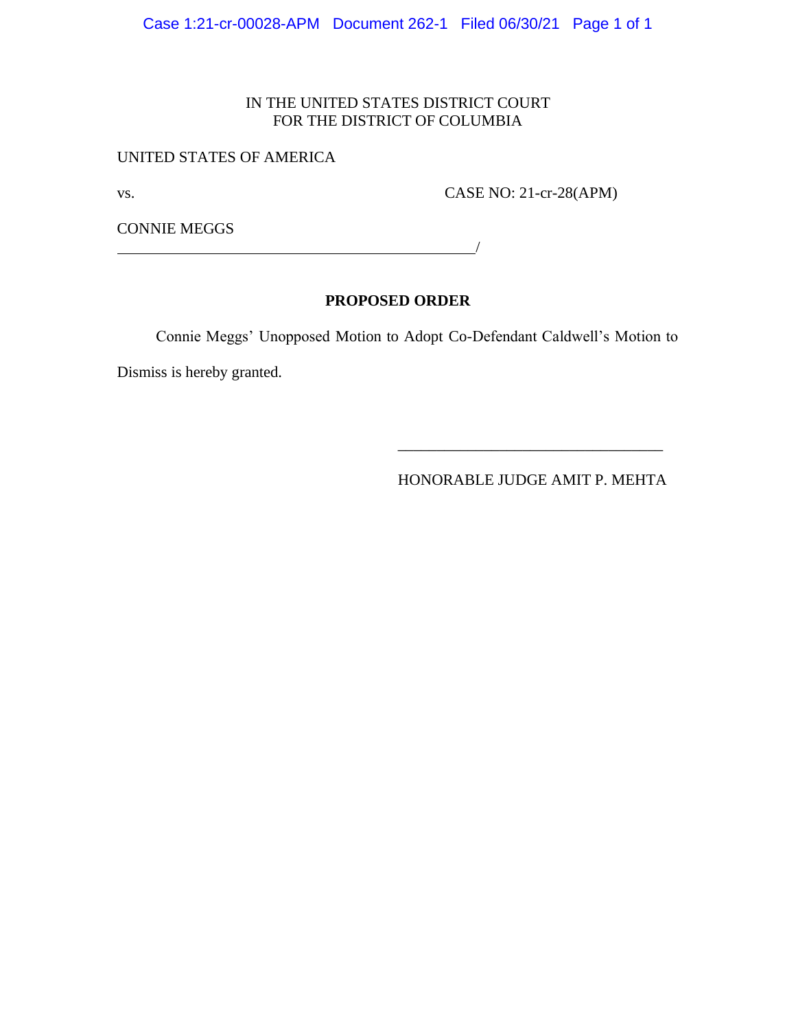IN THE UNITED STATES DISTRICT COURT
FOR THE DISTRICT OF COLUMBIA

UNITED STATES OF AMERICA

vs. CASE NO: 21-cr-28(APM)

CONNIE MEGGS
______________________________________________/

**PROPOSED ORDER**

Connie Meggs' Unopposed Motion to Adopt Co-Defendant Caldwell's Motion to Dismiss is hereby granted.

___________________________________

HONORABLE JUDGE AMIT P. MEHTA